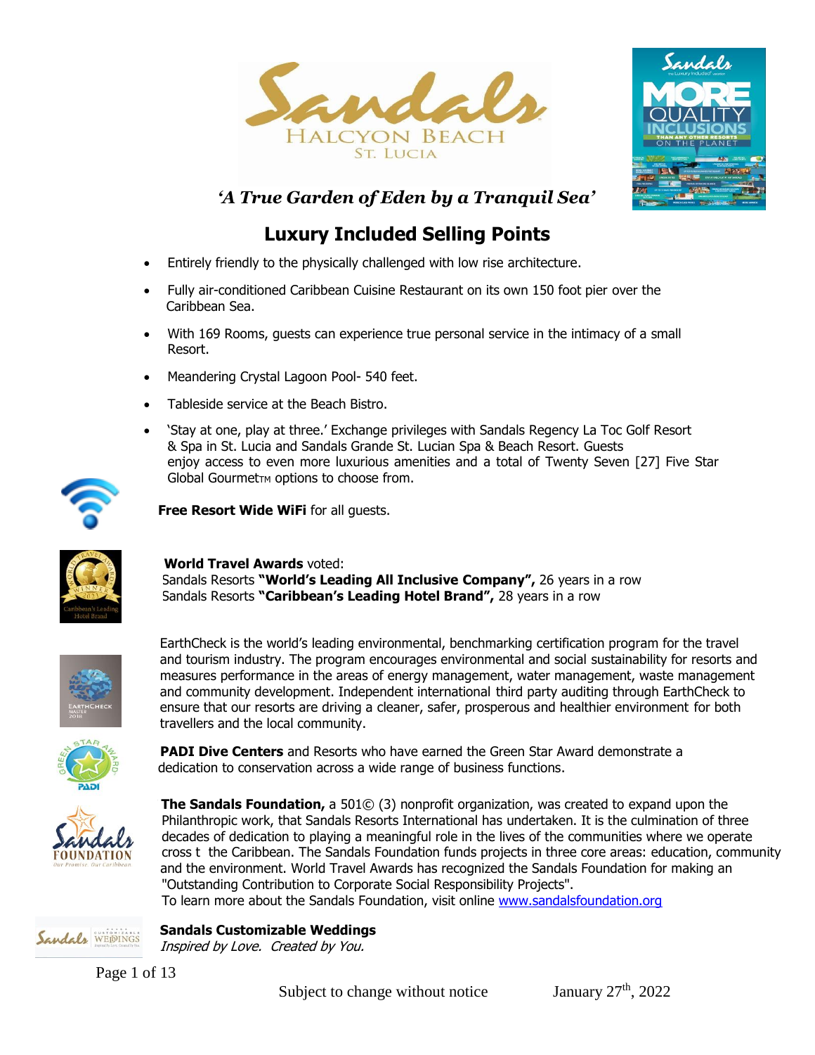# Sandals HALCYON BEACH ST. LUCIA

*'A True Garden of Eden by a Tranquil Sea'*

## Luxury Included Selling Points

- Entirely friendly to the physically challenged with low rise architecture.
- Fully air-conditioned Caribbean Cuisine Restaurant on its own 150 foot pier over the Caribbean Sea.
- With 169 Rooms, guests can experience true personal service in the intimacy of a small Resort.
- Meandering Crystal Lagoon Pool- 540 feet.
- Tableside service at the Beach Bistro.
- 'Stay at one, play at three.' Exchange privileges with Sandals Regency La Toc Golf Resort & Spa in St. Lucia and Sandals Grande St. Lucian Spa & Beach Resort. Guests enjoy access to even more luxurious amenities and a total of Twenty Seven [27] Five Star Global Gourmet™ options to choose from.

**Free Resort Wide WiFi** for all guests.

**World Travel Awards** voted:
Sandals Resorts **"World's Leading All Inclusive Company",** 26 years in a row
Sandals Resorts **"Caribbean's Leading Hotel Brand",** 28 years in a row

EarthCheck is the world's leading environmental, benchmarking certification program for the travel and tourism industry. The program encourages environmental and social sustainability for resorts and measures performance in the areas of energy management, water management, waste management and community development. Independent international third party auditing through EarthCheck to ensure that our resorts are driving a cleaner, safer, prosperous and healthier environment for both travellers and the local community.

**PADI Dive Centers** and Resorts who have earned the Green Star Award demonstrate a dedication to conservation across a wide range of business functions.

**The Sandals Foundation,** a 501© (3) nonprofit organization, was created to expand upon the Philanthropic work, that Sandals Resorts International has undertaken. It is the culmination of three decades of dedication to playing a meaningful role in the lives of the communities where we operate cross t the Caribbean. The Sandals Foundation funds projects in three core areas: education, community and the environment. World Travel Awards has recognized the Sandals Foundation for making an "Outstanding Contribution to Corporate Social Responsibility Projects".
To learn more about the Sandals Foundation, visit online www.sandalsfoundation.org

**Sandals Customizable Weddings**
*Inspired by Love. Created by You.*

Subject to change without notice January 27th, 2022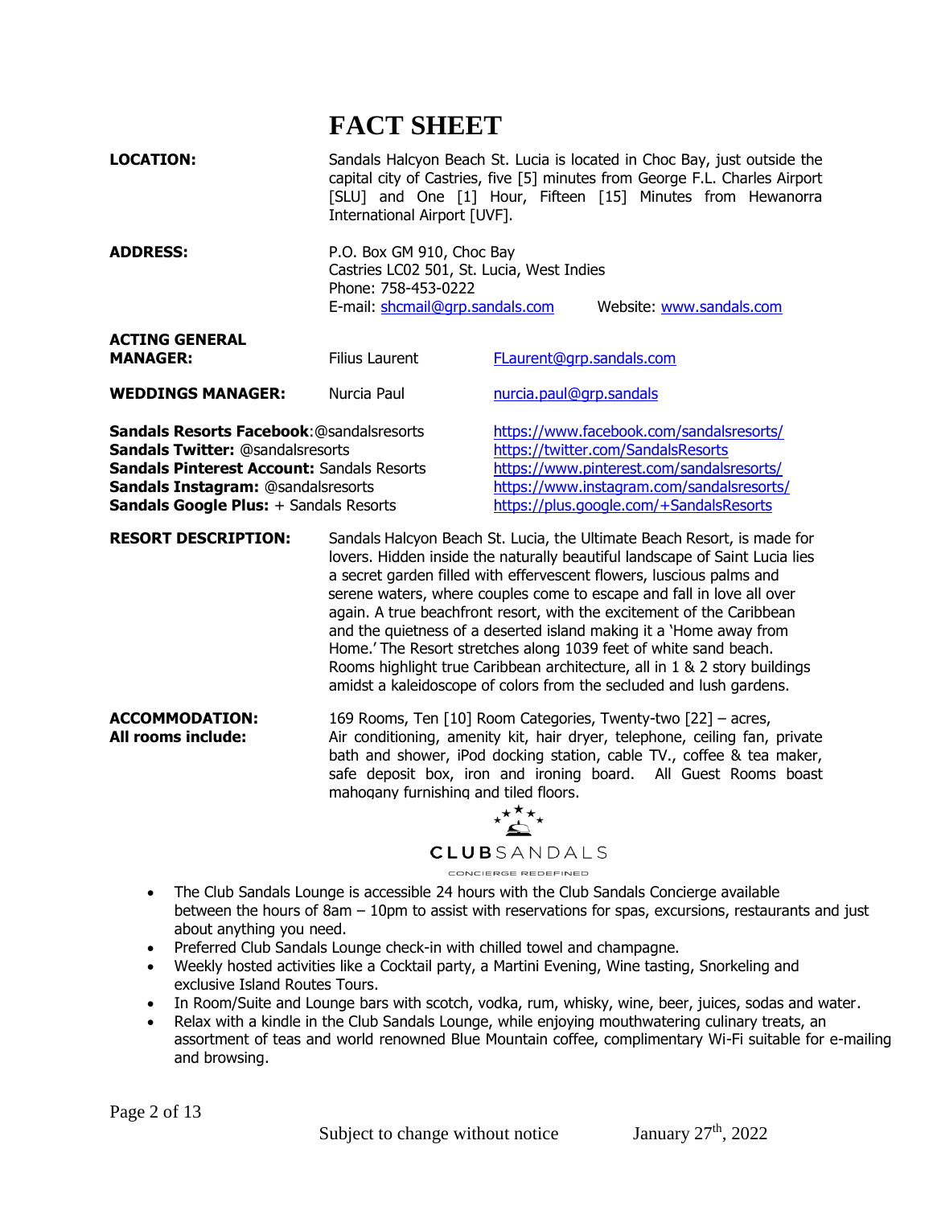# FACT SHEET

**LOCATION:** Sandals Halcyon Beach St. Lucia is located in Choc Bay, just outside the capital city of Castries, five [5] minutes from George F.L. Charles Airport [SLU] and One [1] Hour, Fifteen [15] Minutes from Hewanorra International Airport [UVF].

**ADDRESS:** P.O. Box GM 910, Choc Bay
Castries LC02 501, St. Lucia, West Indies
Phone: 758-453-0222
E-mail: shcmail@grp.sandals.com Website: www.sandals.com

**ACTING GENERAL MANAGER:** Filius Laurent FLaurent@grp.sandals.com

**WEDDINGS MANAGER:** Nurcia Paul nurcia.paul@grp.sandals

**Sandals Resorts Facebook**:@sandalsresorts https://www.facebook.com/sandalsresorts/
**Sandals Twitter:** @sandalsresorts https://twitter.com/SandalsResorts
**Sandals Pinterest Account:** Sandals Resorts https://www.pinterest.com/sandalsresorts/
**Sandals Instagram:** @sandalsresorts https://www.instagram.com/sandalsresorts/
**Sandals Google Plus:** + Sandals Resorts https://plus.google.com/+SandalsResorts

**RESORT DESCRIPTION:** Sandals Halcyon Beach St. Lucia, the Ultimate Beach Resort, is made for lovers. Hidden inside the naturally beautiful landscape of Saint Lucia lies a secret garden filled with effervescent flowers, luscious palms and serene waters, where couples come to escape and fall in love all over again. A true beachfront resort, with the excitement of the Caribbean and the quietness of a deserted island making it a 'Home away from Home.' The Resort stretches along 1039 feet of white sand beach. Rooms highlight true Caribbean architecture, all in 1 & 2 story buildings amidst a kaleidoscope of colors from the secluded and lush gardens.

**ACCOMMODATION:** 169 Rooms, Ten [10] Room Categories, Twenty-two [22] – acres,
**All rooms include:** Air conditioning, amenity kit, hair dryer, telephone, ceiling fan, private bath and shower, iPod docking station, cable TV., coffee & tea maker, safe deposit box, iron and ironing board. All Guest Rooms boast mahogany furnishing and tiled floors.

**CLUBSANDALS**
CONCIERGE REDEFINED

- The Club Sandals Lounge is accessible 24 hours with the Club Sandals Concierge available between the hours of 8am – 10pm to assist with reservations for spas, excursions, restaurants and just about anything you need.
- Preferred Club Sandals Lounge check-in with chilled towel and champagne.
- Weekly hosted activities like a Cocktail party, a Martini Evening, Wine tasting, Snorkeling and exclusive Island Routes Tours.
- In Room/Suite and Lounge bars with scotch, vodka, rum, whisky, wine, beer, juices, sodas and water.
- Relax with a kindle in the Club Sandals Lounge, while enjoying mouthwatering culinary treats, an assortment of teas and world renowned Blue Mountain coffee, complimentary Wi-Fi suitable for e-mailing and browsing.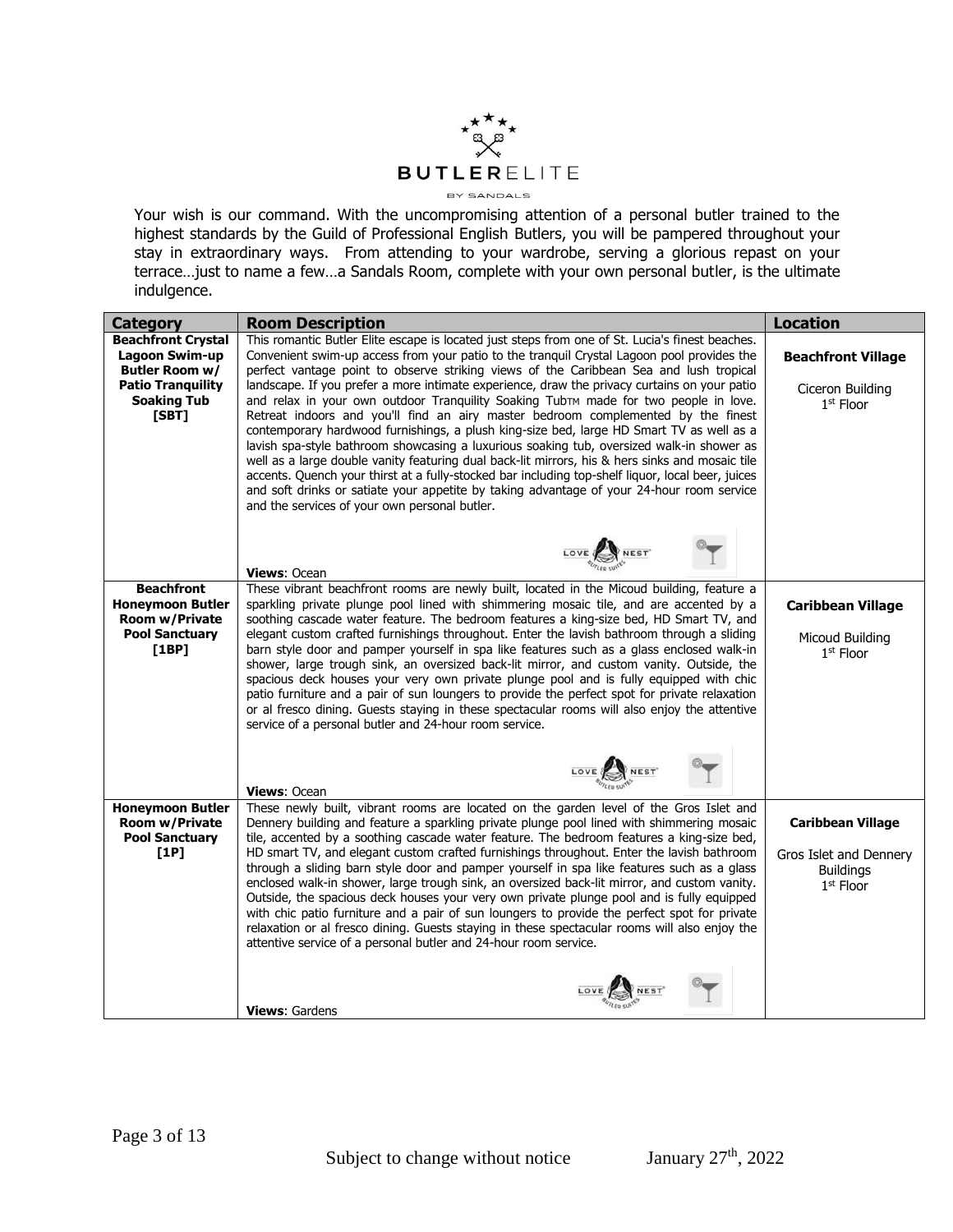BUTLERELITE

BY SANDALS

Your wish is our command. With the uncompromising attention of a personal butler trained to the highest standards by the Guild of Professional English Butlers, you will be pampered throughout your stay in extraordinary ways. From attending to your wardrobe, serving a glorious repast on your terrace…just to name a few…a Sandals Room, complete with your own personal butler, is the ultimate indulgence.

| Category | Room Description | Location |
|---|---|---|
| **Beachfront Crystal Lagoon Swim-up Butler Room w/ Patio Tranquility Soaking Tub [SBT]** | This romantic Butler Elite escape is located just steps from one of St. Lucia's finest beaches. Convenient swim-up access from your patio to the tranquil Crystal Lagoon pool provides the perfect vantage point to observe striking views of the Caribbean Sea and lush tropical landscape. If you prefer a more intimate experience, draw the privacy curtains on your patio and relax in your own outdoor Tranquility Soaking Tub™ made for two people in love. Retreat indoors and you'll find an airy master bedroom complemented by the finest contemporary hardwood furnishings, a plush king-size bed, large HD Smart TV as well as a lavish spa-style bathroom showcasing a luxurious soaking tub, oversized walk-in shower as well as a large double vanity featuring dual back-lit mirrors, his & hers sinks and mosaic tile accents. Quench your thirst at a fully-stocked bar including top-shelf liquor, local beer, juices and soft drinks or satiate your appetite by taking advantage of your 24-hour room service and the services of your own personal butler.<br><br>**Views**: Ocean | **Beachfront Village**<br><br>Ciceron Building<br>1st Floor |
| **Beachfront Honeymoon Butler Room w/Private Pool Sanctuary [1BP]** | These vibrant beachfront rooms are newly built, located in the Micoud building, feature a sparkling private plunge pool lined with shimmering mosaic tile, and are accented by a soothing cascade water feature. The bedroom features a king-size bed, HD Smart TV, and elegant custom crafted furnishings throughout. Enter the lavish bathroom through a sliding barn style door and pamper yourself in spa like features such as a glass enclosed walk-in shower, large trough sink, an oversized back-lit mirror, and custom vanity. Outside, the spacious deck houses your very own private plunge pool and is fully equipped with chic patio furniture and a pair of sun loungers to provide the perfect spot for private relaxation or al fresco dining. Guests staying in these spectacular rooms will also enjoy the attentive service of a personal butler and 24-hour room service.<br><br>**Views**: Ocean | **Caribbean Village**<br><br>Micoud Building<br>1st Floor |
| **Honeymoon Butler Room w/Private Pool Sanctuary [1P]** | These newly built, vibrant rooms are located on the garden level of the Gros Islet and Dennery building and feature a sparkling private plunge pool lined with shimmering mosaic tile, accented by a soothing cascade water feature. The bedroom features a king-size bed, HD smart TV, and elegant custom crafted furnishings throughout. Enter the lavish bathroom through a sliding barn style door and pamper yourself in spa like features such as a glass enclosed walk-in shower, large trough sink, an oversized back-lit mirror, and custom vanity. Outside, the spacious deck houses your very own private plunge pool and is fully equipped with chic patio furniture and a pair of sun loungers to provide the perfect spot for private relaxation or al fresco dining. Guests staying in these spectacular rooms will also enjoy the attentive service of a personal butler and 24-hour room service.<br><br>**Views**: Gardens | **Caribbean Village**<br><br>Gros Islet and Dennery Buildings<br>1st Floor |

Subject to change without notice January 27th, 2022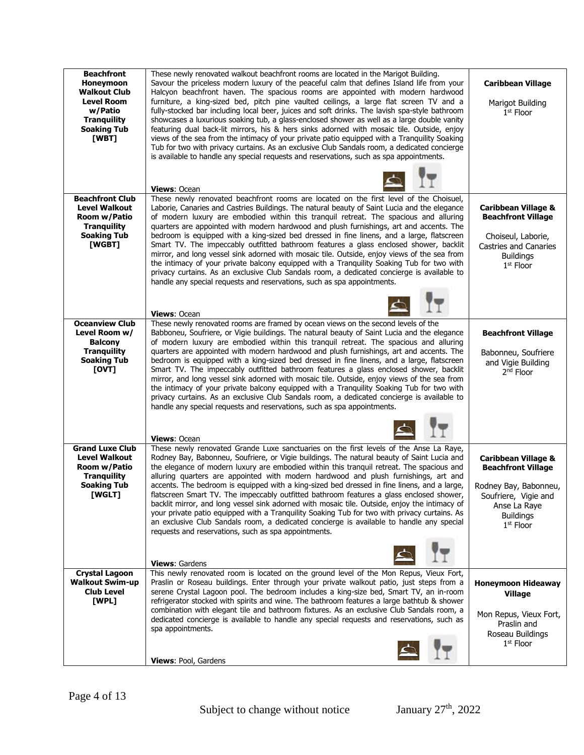| | | |
|---|---|---|
| **Beachfront Honeymoon Walkout Club Level Room w/Patio Tranquility Soaking Tub [WBT]** | These newly renovated walkout beachfront rooms are located in the Marigot Building. Savour the priceless modern luxury of the peaceful calm that defines Island life from your Halcyon beachfront haven. The spacious rooms are appointed with modern hardwood furniture, a king-sized bed, pitch pine vaulted ceilings, a large flat screen TV and a fully-stocked bar including local beer, juices and soft drinks. The lavish spa-style bathroom showcases a luxurious soaking tub, a glass-enclosed shower as well as a large double vanity featuring dual back-lit mirrors, his & hers sinks adorned with mosaic tile. Outside, enjoy views of the sea from the intimacy of your private patio equipped with a Tranquility Soaking Tub for two with privacy curtains. As an exclusive Club Sandals room, a dedicated concierge is available to handle any special requests and reservations, such as spa appointments.<br><br>**Views**: Ocean | **Caribbean Village**<br><br>Marigot Building<br>1st Floor |
| **Beachfront Club Level Walkout Room w/Patio Tranquility Soaking Tub [WGBT]** | These newly renovated beachfront rooms are located on the first level of the Choisuel, Laborie, Canaries and Castries Buildings. The natural beauty of Saint Lucia and the elegance of modern luxury are embodied within this tranquil retreat. The spacious and alluring quarters are appointed with modern hardwood and plush furnishings, art and accents. The bedroom is equipped with a king-sized bed dressed in fine linens, and a large, flatscreen Smart TV. The impeccably outfitted bathroom features a glass enclosed shower, backlit mirror, and long vessel sink adorned with mosaic tile. Outside, enjoy views of the sea from the intimacy of your private balcony equipped with a Tranquility Soaking Tub for two with privacy curtains. As an exclusive Club Sandals room, a dedicated concierge is available to handle any special requests and reservations, such as spa appointments.<br><br>**Views**: Ocean | **Caribbean Village & Beachfront Village**<br><br>Choiseul, Laborie, Castries and Canaries Buildings<br>1st Floor |
| **Oceanview Club Level Room w/ Balcony Tranquility Soaking Tub [OVT]** | These newly renovated rooms are framed by ocean views on the second levels of the Babboneu, Soufriere, or Vigie buildings. The natural beauty of Saint Lucia and the elegance of modern luxury are embodied within this tranquil retreat. The spacious and alluring quarters are appointed with modern hardwood and plush furnishings, art and accents. The bedroom is equipped with a king-sized bed dressed in fine linens, and a large, flatscreen Smart TV. The impeccably outfitted bathroom features a glass enclosed shower, backlit mirror, and long vessel sink adorned with mosaic tile. Outside, enjoy views of the sea from the intimacy of your private balcony equipped with a Tranquility Soaking Tub for two with privacy curtains. As an exclusive Club Sandals room, a dedicated concierge is available to handle any special requests and reservations, such as spa appointments.<br><br>**Views**: Ocean | **Beachfront Village**<br><br>Babonneu, Soufriere and Vigie Building<br>2nd Floor |
| **Grand Luxe Club Level Walkout Room w/Patio Tranquility Soaking Tub [WGLT]** | These newly renovated Grande Luxe sanctuaries on the first levels of the Anse La Raye, Rodney Bay, Babonneu, Soufriere, or Vigie buildings. The natural beauty of Saint Lucia and the elegance of modern luxury are embodied within this tranquil retreat. The spacious and alluring quarters are appointed with modern hardwood and plush furnishings, art and accents. The bedroom is equipped with a king-sized bed dressed in fine linens, and a large, flatscreen Smart TV. The impeccably outfitted bathroom features a glass enclosed shower, backlit mirror, and long vessel sink adorned with mosaic tile. Outside, enjoy the intimacy of your private patio equipped with a Tranquility Soaking Tub for two with privacy curtains. As an exclusive Club Sandals room, a dedicated concierge is available to handle any special requests and reservations, such as spa appointments.<br><br>**Views**: Gardens | **Caribbean Village & Beachfront Village**<br><br>Rodney Bay, Babonneu, Soufriere, Vigie and Anse La Raye Buildings<br>1st Floor |
| **Crystal Lagoon Walkout Swim-up Club Level [WPL]** | This newly renovated room is located on the ground level of the Mon Repus, Vieux Fort, Praslin or Roseau buildings. Enter through your private walkout patio, just steps from a serene Crystal Lagoon pool. The bedroom includes a king-sized bed, Smart TV, an in-room refrigerator stocked with spirits and wine. The bathroom features a large bathtub & shower combination with elegant tile and bathroom fixtures. As an exclusive Club Sandals room, a dedicated concierge is available to handle any special requests and reservations, such as spa appointments.<br><br>**Views**: Pool, Gardens | **Honeymoon Hideaway Village**<br><br>Mon Repus, Vieux Fort, Praslin and Roseau Buildings<br>1st Floor |

Subject to change without notice January 27th, 2022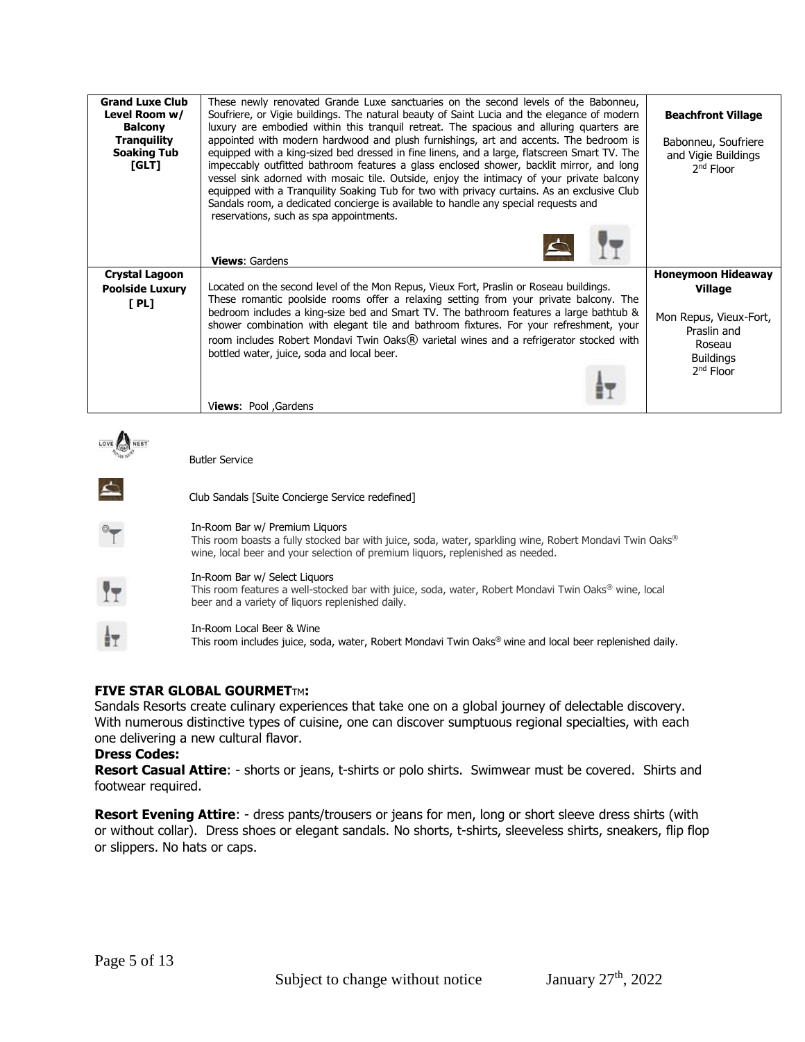| | | |
|---|---|---|
| **Grand Luxe Club Level Room w/ Balcony Tranquility Soaking Tub [GLT]** | These newly renovated Grande Luxe sanctuaries on the second levels of the Babonneu, Soufriere, or Vigie buildings. The natural beauty of Saint Lucia and the elegance of modern luxury are embodied within this tranquil retreat. The spacious and alluring quarters are appointed with modern hardwood and plush furnishings, art and accents. The bedroom is equipped with a king-sized bed dressed in fine linens, and a large, flatscreen Smart TV. The impeccably outfitted bathroom features a glass enclosed shower, backlit mirror, and long vessel sink adorned with mosaic tile. Outside, enjoy the intimacy of your private balcony equipped with a Tranquility Soaking Tub for two with privacy curtains. As an exclusive Club Sandals room, a dedicated concierge is available to handle any special requests and reservations, such as spa appointments. **Views**: Gardens | **Beachfront Village** Babonneu, Soufriere and Vigie Buildings 2nd Floor |
| **Crystal Lagoon Poolside Luxury [ PL]** | Located on the second level of the Mon Repus, Vieux Fort, Praslin or Roseau buildings. These romantic poolside rooms offer a relaxing setting from your private balcony. The bedroom includes a king-size bed and Smart TV. The bathroom features a large bathtub & shower combination with elegant tile and bathroom fixtures. For your refreshment, your room includes Robert Mondavi Twin Oaks® varietal wines and a refrigerator stocked with bottled water, juice, soda and local beer. **Views**: Pool ,Gardens | **Honeymoon Hideaway Village** Mon Repus, Vieux-Fort, Praslin and Roseau Buildings 2nd Floor |

Butler Service

Club Sandals [Suite Concierge Service redefined]

In-Room Bar w/ Premium Liquors
This room boasts a fully stocked bar with juice, soda, water, sparkling wine, Robert Mondavi Twin Oaks® wine, local beer and your selection of premium liquors, replenished as needed.

In-Room Bar w/ Select Liquors
This room features a well-stocked bar with juice, soda, water, Robert Mondavi Twin Oaks® wine, local beer and a variety of liquors replenished daily.

In-Room Local Beer & Wine
This room includes juice, soda, water, Robert Mondavi Twin Oaks® wine and local beer replenished daily.

**FIVE STAR GLOBAL GOURMET™:**
Sandals Resorts create culinary experiences that take one on a global journey of delectable discovery. With numerous distinctive types of cuisine, one can discover sumptuous regional specialties, with each one delivering a new cultural flavor.

**Dress Codes:**

**Resort Casual Attire**: - shorts or jeans, t-shirts or polo shirts. Swimwear must be covered. Shirts and footwear required.

**Resort Evening Attire**: - dress pants/trousers or jeans for men, long or short sleeve dress shirts (with or without collar). Dress shoes or elegant sandals. No shorts, t-shirts, sleeveless shirts, sneakers, flip flop or slippers. No hats or caps.

Subject to change without notice January 27th, 2022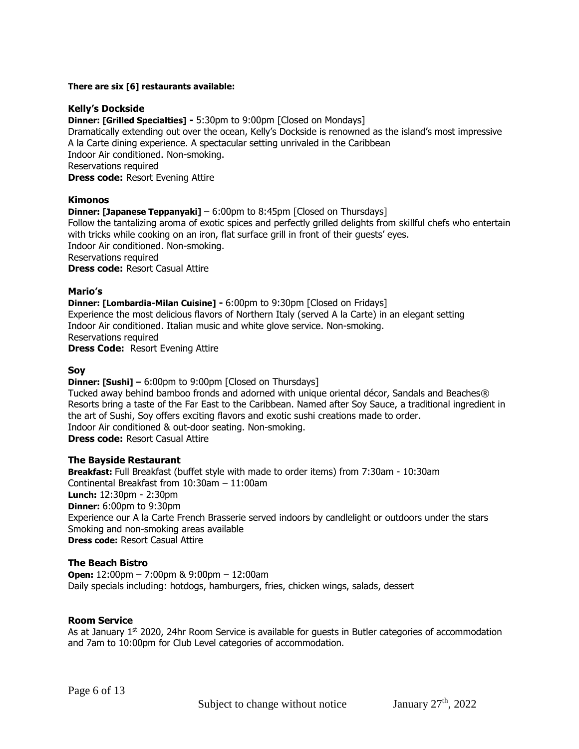**There are six [6] restaurants available:**

### Kelly's Dockside

**Dinner: [Grilled Specialties] -** 5:30pm to 9:00pm [Closed on Mondays]
Dramatically extending out over the ocean, Kelly's Dockside is renowned as the island's most impressive A la Carte dining experience. A spectacular setting unrivaled in the Caribbean
Indoor Air conditioned. Non-smoking.
Reservations required
**Dress code:** Resort Evening Attire

### Kimonos

**Dinner: [Japanese Teppanyaki]** – 6:00pm to 8:45pm [Closed on Thursdays]
Follow the tantalizing aroma of exotic spices and perfectly grilled delights from skillful chefs who entertain with tricks while cooking on an iron, flat surface grill in front of their guests' eyes.
Indoor Air conditioned. Non-smoking.
Reservations required
**Dress code:** Resort Casual Attire

### Mario's

**Dinner: [Lombardia-Milan Cuisine] -** 6:00pm to 9:30pm [Closed on Fridays]
Experience the most delicious flavors of Northern Italy (served A la Carte) in an elegant setting
Indoor Air conditioned. Italian music and white glove service. Non-smoking.
Reservations required
**Dress Code:** Resort Evening Attire

### Soy

**Dinner: [Sushi] –** 6:00pm to 9:00pm [Closed on Thursdays]
Tucked away behind bamboo fronds and adorned with unique oriental décor, Sandals and Beaches® Resorts bring a taste of the Far East to the Caribbean. Named after Soy Sauce, a traditional ingredient in the art of Sushi, Soy offers exciting flavors and exotic sushi creations made to order.
Indoor Air conditioned & out-door seating. Non-smoking.
**Dress code:** Resort Casual Attire

### The Bayside Restaurant

**Breakfast:** Full Breakfast (buffet style with made to order items) from 7:30am - 10:30am
Continental Breakfast from 10:30am – 11:00am
**Lunch:** 12:30pm - 2:30pm
**Dinner:** 6:00pm to 9:30pm
Experience our A la Carte French Brasserie served indoors by candlelight or outdoors under the stars
Smoking and non-smoking areas available
**Dress code:** Resort Casual Attire

### The Beach Bistro

**Open:** 12:00pm – 7:00pm & 9:00pm – 12:00am
Daily specials including: hotdogs, hamburgers, fries, chicken wings, salads, dessert

### Room Service

As at January 1st 2020, 24hr Room Service is available for guests in Butler categories of accommodation and 7am to 10:00pm for Club Level categories of accommodation.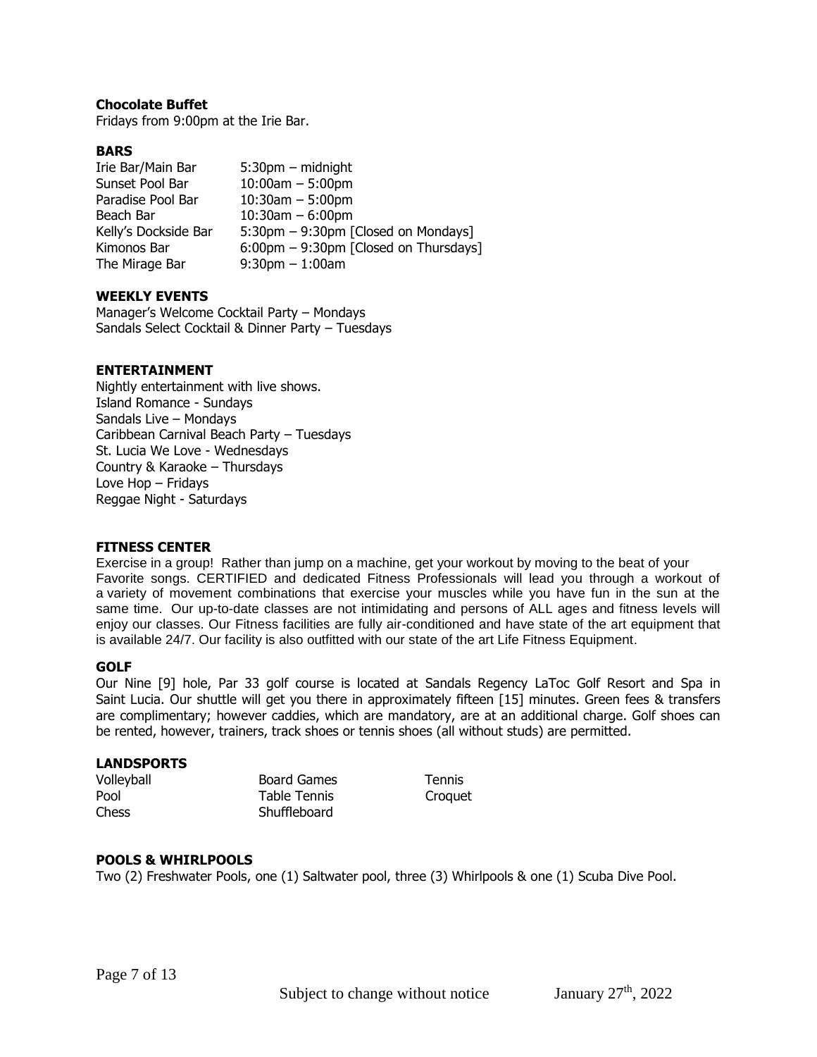### Chocolate Buffet

Fridays from 9:00pm at the Irie Bar.

### BARS

| | |
|---|---|
| Irie Bar/Main Bar | 5:30pm – midnight |
| Sunset Pool Bar | 10:00am – 5:00pm |
| Paradise Pool Bar | 10:30am – 5:00pm |
| Beach Bar | 10:30am – 6:00pm |
| Kelly's Dockside Bar | 5:30pm – 9:30pm [Closed on Mondays] |
| Kimonos Bar | 6:00pm – 9:30pm [Closed on Thursdays] |
| The Mirage Bar | 9:30pm – 1:00am |

### WEEKLY EVENTS

Manager's Welcome Cocktail Party – Mondays
Sandals Select Cocktail & Dinner Party – Tuesdays

### ENTERTAINMENT

Nightly entertainment with live shows.
Island Romance - Sundays
Sandals Live – Mondays
Caribbean Carnival Beach Party – Tuesdays
St. Lucia We Love - Wednesdays
Country & Karaoke – Thursdays
Love Hop – Fridays
Reggae Night - Saturdays

### FITNESS CENTER

Exercise in a group! Rather than jump on a machine, get your workout by moving to the beat of your Favorite songs. CERTIFIED and dedicated Fitness Professionals will lead you through a workout of a variety of movement combinations that exercise your muscles while you have fun in the sun at the same time. Our up-to-date classes are not intimidating and persons of ALL ages and fitness levels will enjoy our classes. Our Fitness facilities are fully air-conditioned and have state of the art equipment that is available 24/7. Our facility is also outfitted with our state of the art Life Fitness Equipment.

### GOLF

Our Nine [9] hole, Par 33 golf course is located at Sandals Regency LaToc Golf Resort and Spa in Saint Lucia. Our shuttle will get you there in approximately fifteen [15] minutes. Green fees & transfers are complimentary; however caddies, which are mandatory, are at an additional charge. Golf shoes can be rented, however, trainers, track shoes or tennis shoes (all without studs) are permitted.

### LANDSPORTS

| | | |
|---|---|---|
| Volleyball | Board Games | Tennis |
| Pool | Table Tennis | Croquet |
| Chess | Shuffleboard | |

### POOLS & WHIRLPOOLS

Two (2) Freshwater Pools, one (1) Saltwater pool, three (3) Whirlpools & one (1) Scuba Dive Pool.

Subject to change without notice January 27th, 2022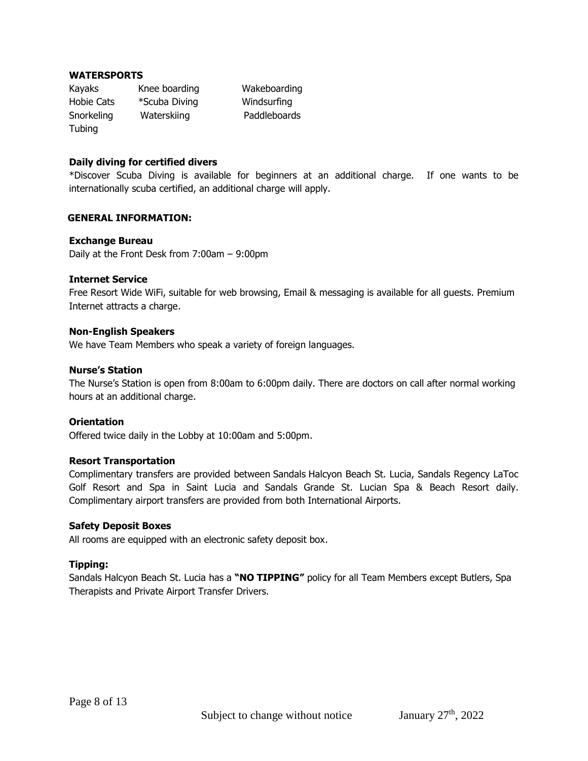**WATERSPORTS**

| Kayaks | Knee boarding | Wakeboarding |
|---|---|---|
| Hobie Cats | *Scuba Diving | Windsurfing |
| Snorkeling | Waterskiing | Paddleboards |
| Tubing | | |

**Daily diving for certified divers**

*Discover Scuba Diving is available for beginners at an additional charge. If one wants to be internationally scuba certified, an additional charge will apply.

**GENERAL INFORMATION:**

**Exchange Bureau**

Daily at the Front Desk from 7:00am – 9:00pm

**Internet Service**

Free Resort Wide WiFi, suitable for web browsing, Email & messaging is available for all guests. Premium Internet attracts a charge.

**Non-English Speakers**

We have Team Members who speak a variety of foreign languages.

**Nurse's Station**

The Nurse's Station is open from 8:00am to 6:00pm daily. There are doctors on call after normal working hours at an additional charge.

**Orientation**

Offered twice daily in the Lobby at 10:00am and 5:00pm.

**Resort Transportation**

Complimentary transfers are provided between Sandals Halcyon Beach St. Lucia, Sandals Regency LaToc Golf Resort and Spa in Saint Lucia and Sandals Grande St. Lucian Spa & Beach Resort daily. Complimentary airport transfers are provided from both International Airports.

**Safety Deposit Boxes**

All rooms are equipped with an electronic safety deposit box.

**Tipping:**

Sandals Halcyon Beach St. Lucia has a **"NO TIPPING"** policy for all Team Members except Butlers, Spa Therapists and Private Airport Transfer Drivers.

Subject to change without notice January 27th, 2022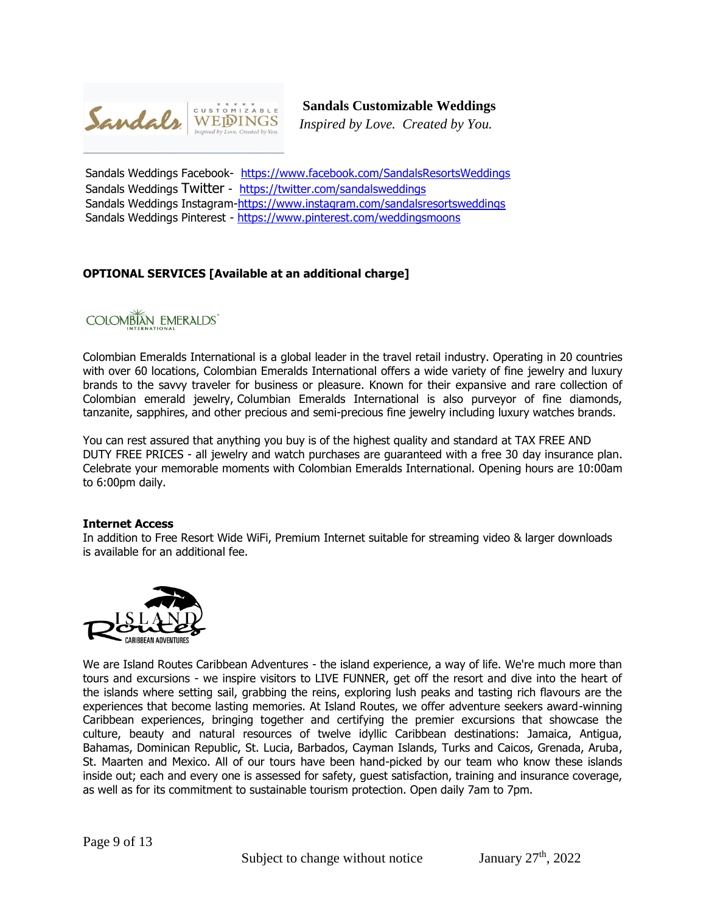**Sandals Customizable Weddings**

*Inspired by Love. Created by You.*

Sandals Weddings Facebook- https://www.facebook.com/SandalsResortsWeddings
Sandals Weddings Twitter - https://twitter.com/sandalsweddings
Sandals Weddings Instagram-https://www.instagram.com/sandalsresortsweddings
Sandals Weddings Pinterest - https://www.pinterest.com/weddingsmoons

**OPTIONAL SERVICES [Available at an additional charge]**

COLOMBIAN EMERALDS INTERNATIONAL

Colombian Emeralds International is a global leader in the travel retail industry. Operating in 20 countries with over 60 locations, Colombian Emeralds International offers a wide variety of fine jewelry and luxury brands to the savvy traveler for business or pleasure. Known for their expansive and rare collection of Colombian emerald jewelry, Columbian Emeralds International is also purveyor of fine diamonds, tanzanite, sapphires, and other precious and semi-precious fine jewelry including luxury watches brands.

You can rest assured that anything you buy is of the highest quality and standard at TAX FREE AND DUTY FREE PRICES - all jewelry and watch purchases are guaranteed with a free 30 day insurance plan. Celebrate your memorable moments with Colombian Emeralds International. Opening hours are 10:00am to 6:00pm daily.

**Internet Access**
In addition to Free Resort Wide WiFi, Premium Internet suitable for streaming video & larger downloads is available for an additional fee.

ISLAND ROUTES CARIBBEAN ADVENTURES

We are Island Routes Caribbean Adventures - the island experience, a way of life. We're much more than tours and excursions - we inspire visitors to LIVE FUNNER, get off the resort and dive into the heart of the islands where setting sail, grabbing the reins, exploring lush peaks and tasting rich flavours are the experiences that become lasting memories. At Island Routes, we offer adventure seekers award-winning Caribbean experiences, bringing together and certifying the premier excursions that showcase the culture, beauty and natural resources of twelve idyllic Caribbean destinations: Jamaica, Antigua, Bahamas, Dominican Republic, St. Lucia, Barbados, Cayman Islands, Turks and Caicos, Grenada, Aruba, St. Maarten and Mexico. All of our tours have been hand-picked by our team who know these islands inside out; each and every one is assessed for safety, guest satisfaction, training and insurance coverage, as well as for its commitment to sustainable tourism protection. Open daily 7am to 7pm.

Subject to change without notice    January 27th, 2022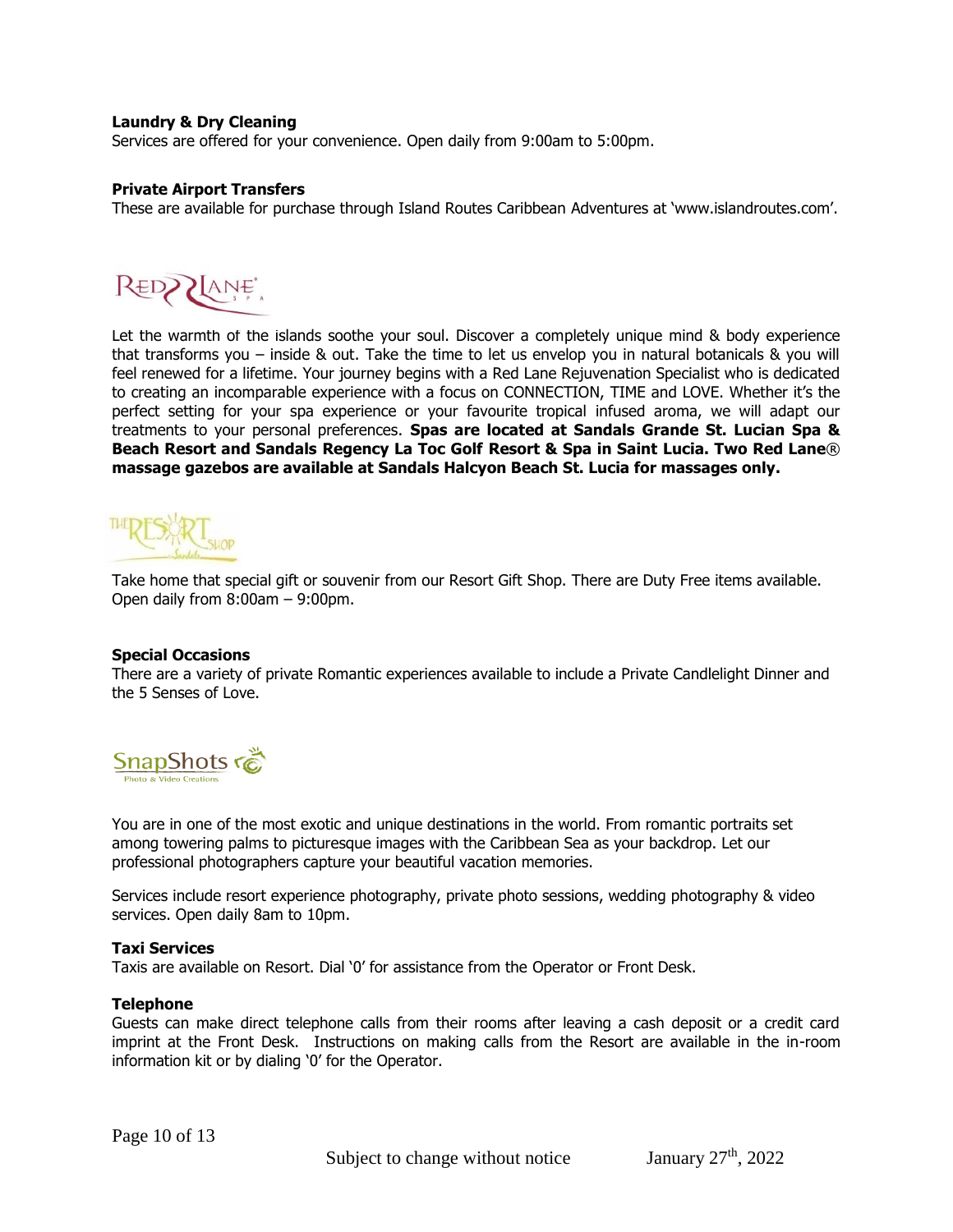**Laundry & Dry Cleaning**

Services are offered for your convenience. Open daily from 9:00am to 5:00pm.

**Private Airport Transfers**

These are available for purchase through Island Routes Caribbean Adventures at 'www.islandroutes.com'.

Let the warmth of the islands soothe your soul. Discover a completely unique mind & body experience that transforms you – inside & out. Take the time to let us envelop you in natural botanicals & you will feel renewed for a lifetime. Your journey begins with a Red Lane Rejuvenation Specialist who is dedicated to creating an incomparable experience with a focus on CONNECTION, TIME and LOVE. Whether it's the perfect setting for your spa experience or your favourite tropical infused aroma, we will adapt our treatments to your personal preferences. **Spas are located at Sandals Grande St. Lucian Spa & Beach Resort and Sandals Regency La Toc Golf Resort & Spa in Saint Lucia. Two Red Lane® massage gazebos are available at Sandals Halcyon Beach St. Lucia for massages only.**

Take home that special gift or souvenir from our Resort Gift Shop. There are Duty Free items available. Open daily from 8:00am – 9:00pm.

**Special Occasions**

There are a variety of private Romantic experiences available to include a Private Candlelight Dinner and the 5 Senses of Love.

You are in one of the most exotic and unique destinations in the world. From romantic portraits set among towering palms to picturesque images with the Caribbean Sea as your backdrop. Let our professional photographers capture your beautiful vacation memories.

Services include resort experience photography, private photo sessions, wedding photography & video services. Open daily 8am to 10pm.

**Taxi Services**

Taxis are available on Resort. Dial '0' for assistance from the Operator or Front Desk.

**Telephone**

Guests can make direct telephone calls from their rooms after leaving a cash deposit or a credit card imprint at the Front Desk. Instructions on making calls from the Resort are available in the in-room information kit or by dialing '0' for the Operator.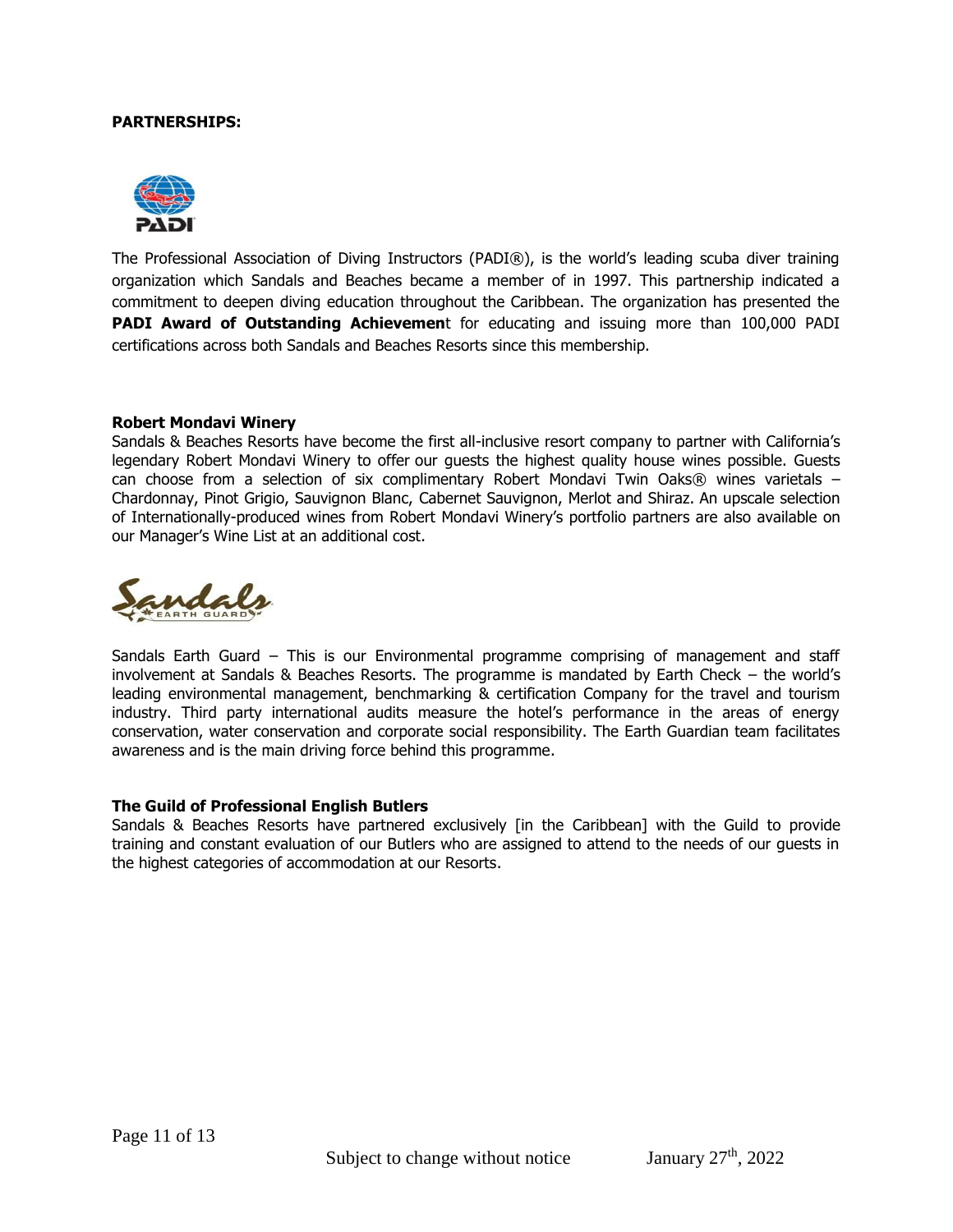**PARTNERSHIPS:**

The Professional Association of Diving Instructors (PADI®), is the world's leading scuba diver training organization which Sandals and Beaches became a member of in 1997. This partnership indicated a commitment to deepen diving education throughout the Caribbean. The organization has presented the **PADI Award of Outstanding Achievemen**t for educating and issuing more than 100,000 PADI certifications across both Sandals and Beaches Resorts since this membership.

**Robert Mondavi Winery**

Sandals & Beaches Resorts have become the first all-inclusive resort company to partner with California's legendary Robert Mondavi Winery to offer our guests the highest quality house wines possible. Guests can choose from a selection of six complimentary Robert Mondavi Twin Oaks® wines varietals – Chardonnay, Pinot Grigio, Sauvignon Blanc, Cabernet Sauvignon, Merlot and Shiraz. An upscale selection of Internationally-produced wines from Robert Mondavi Winery's portfolio partners are also available on our Manager's Wine List at an additional cost.

Sandals Earth Guard – This is our Environmental programme comprising of management and staff involvement at Sandals & Beaches Resorts. The programme is mandated by Earth Check – the world's leading environmental management, benchmarking & certification Company for the travel and tourism industry. Third party international audits measure the hotel's performance in the areas of energy conservation, water conservation and corporate social responsibility. The Earth Guardian team facilitates awareness and is the main driving force behind this programme.

**The Guild of Professional English Butlers**

Sandals & Beaches Resorts have partnered exclusively [in the Caribbean] with the Guild to provide training and constant evaluation of our Butlers who are assigned to attend to the needs of our guests in the highest categories of accommodation at our Resorts.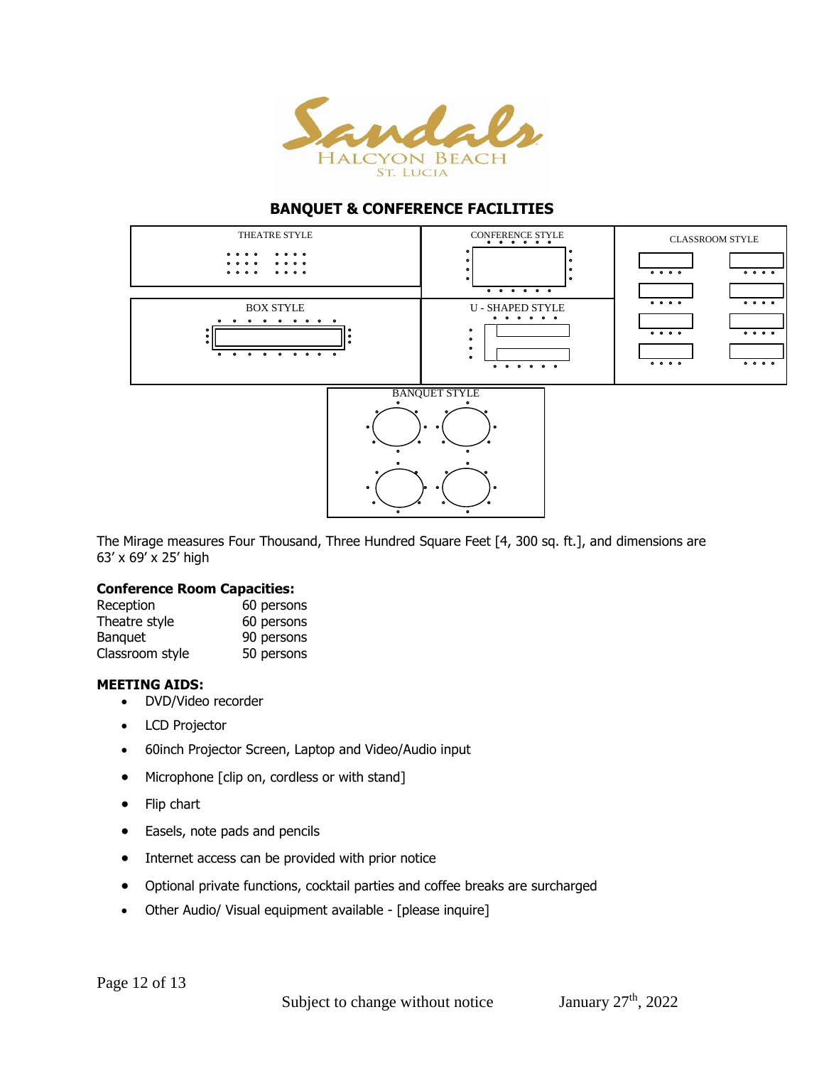Sandals
HALCYON BEACH
ST. LUCIA

## BANQUET & CONFERENCE FACILITIES

THEATRE STYLE

CONFERENCE STYLE

CLASSROOM STYLE

BOX STYLE

U - SHAPED STYLE

BANQUET STYLE

The Mirage measures Four Thousand, Three Hundred Square Feet [4, 300 sq. ft.], and dimensions are 63' x 69' x 25' high

**Conference Room Capacities:**

| | |
|---|---|
| Reception | 60 persons |
| Theatre style | 60 persons |
| Banquet | 90 persons |
| Classroom style | 50 persons |

**MEETING AIDS:**

- DVD/Video recorder
- LCD Projector
- 60inch Projector Screen, Laptop and Video/Audio input
- Microphone [clip on, cordless or with stand]
- Flip chart
- Easels, note pads and pencils
- Internet access can be provided with prior notice
- Optional private functions, cocktail parties and coffee breaks are surcharged
- Other Audio/ Visual equipment available - [please inquire]

Subject to change without notice    January 27th, 2022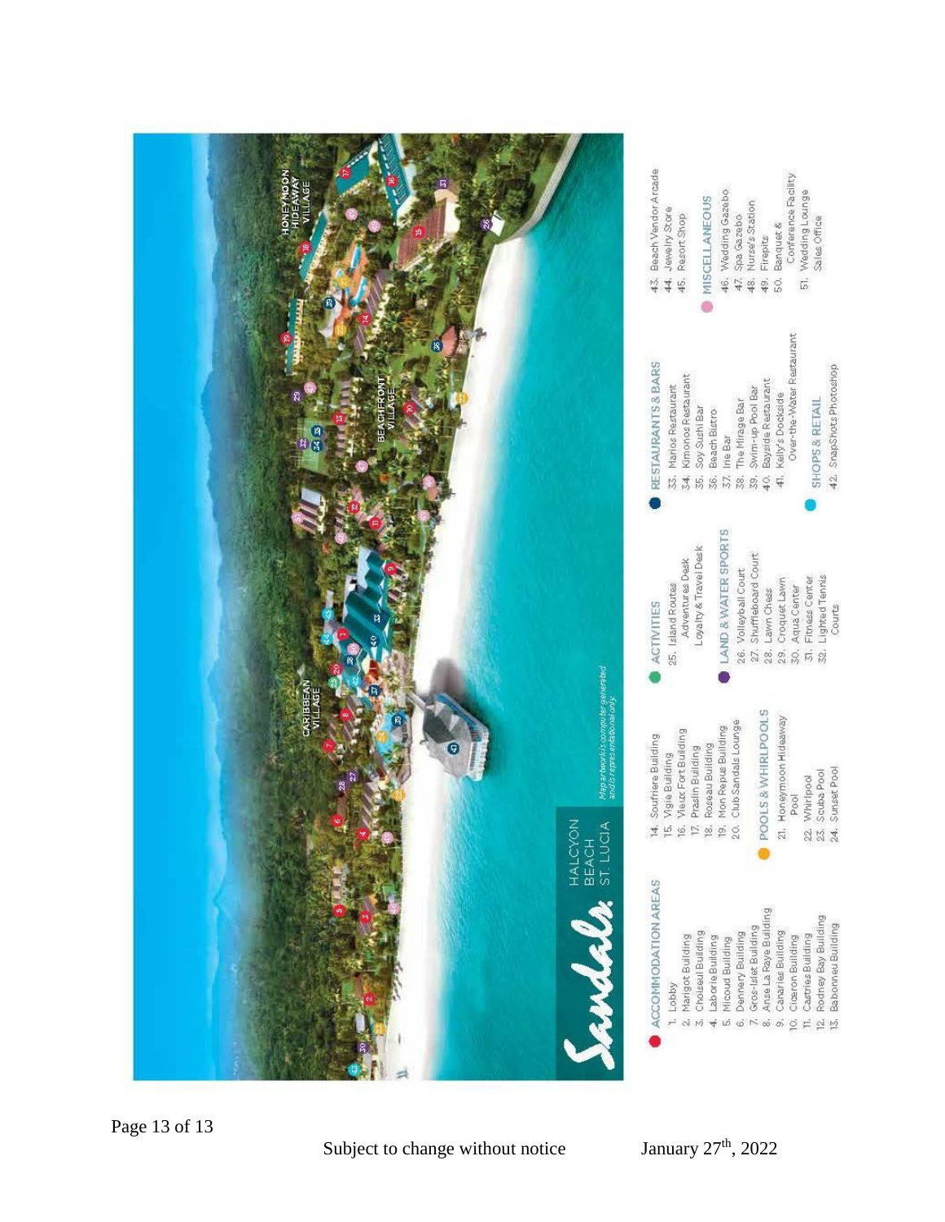# Sandals HALCYON BEACH ST. LUCIA

*Map artwork is computer generated and is representational only*

CARIBBEAN VILLAGE

BEACHFRONT VILLAGE

HONEYMOON HIDEAWAY VILLAGE

## ACCOMMODATION AREAS

1. Lobby
2. Marigot Building
3. Choiseul Building
4. Laborie Building
5. Micoud Building
6. Dennery Building
7. Gros-Islet Building
8. Anse La Raye Building
9. Canaries Building
10. Ciceron Building
11. Castries Building
12. Rodney Bay Building
13. Babonneu Building
14. Soufriere Building
15. Vigie Building
16. Vieux Fort Building
17. Praslin Building
18. Roseau Building
19. Mon Repus Building
20. Club Sandals Lounge

## POOLS & WHIRLPOOLS

21. Honeymoon Hideaway Pool
22. Whirlpool
23. Scuba Pool
24. Sunset Pool

## ACTIVITIES

25. Island Routes Adventures Desk Loyalty & Travel Desk

## LAND & WATER SPORTS

26. Volleyball Court
27. Shuffleboard Court
28. Lawn Chess
29. Croquet Lawn
30. Aqua Center
31. Fitness Center
32. Lighted Tennis Courts

## RESTAURANTS & BARS

33. Marios Restaurant
34. Kimonos Restaurant
35. Soy Sushi Bar
36. Beach Bistro
37. Irie Bar
38. The Mirage Bar
39. Swim-up Pool Bar
40. Bayside Restaurant
41. Kelly's Dockside Over-the-Water Restaurant

## SHOPS & RETAIL

42. SnapShots Photoshop
43. Beach Vendor Arcade
44. Jewelry Store
45. Resort Shop

## MISCELLANEOUS

46. Wedding Gazebo
47. Spa Gazebo
48. Nurse's Station
49. Firepits
50. Banquet & Conference Facility
51. Wedding Lounge Sales Office

Subject to change without notice January 27th, 2022